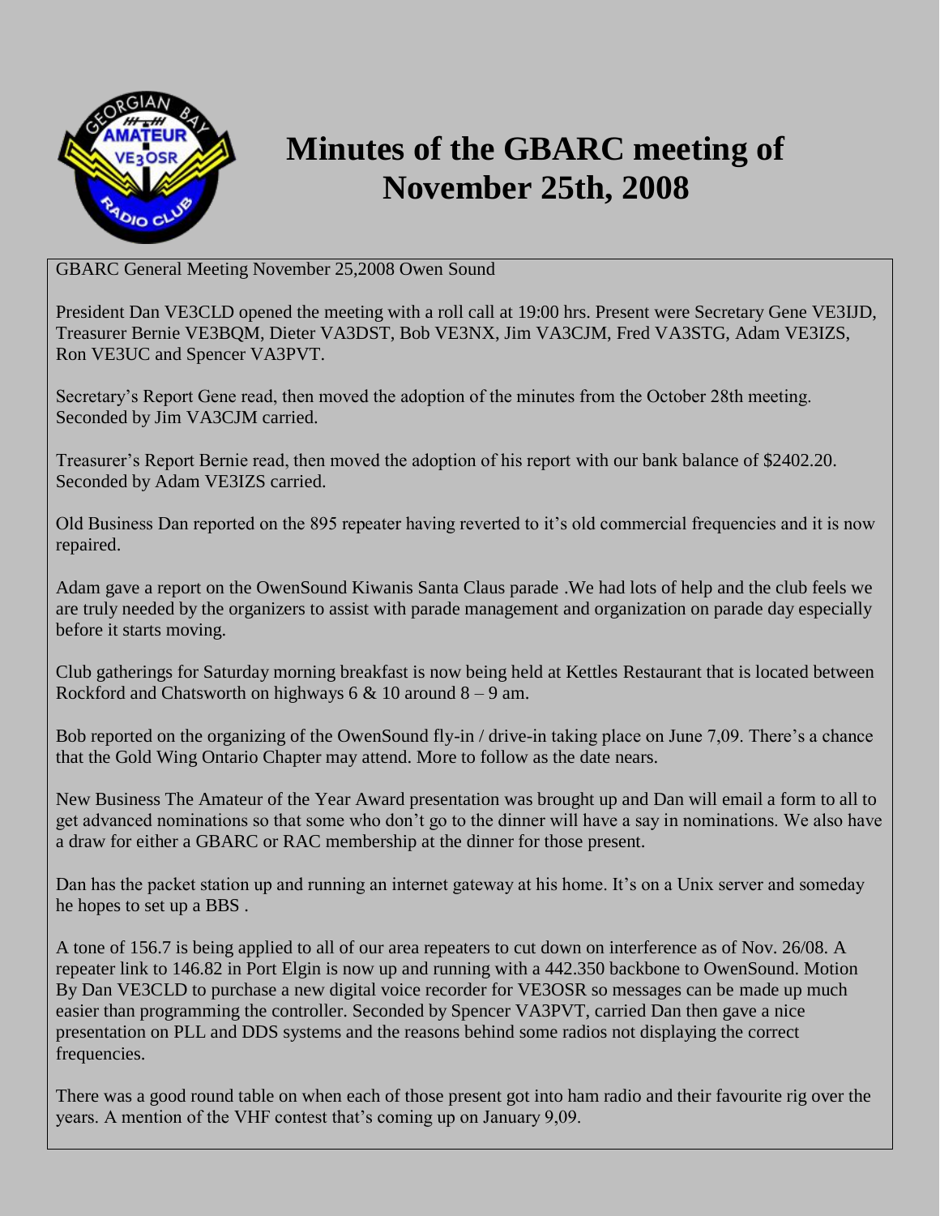# Minutes of the GBARC meeting of November 25th, 2008

GBARC General Meeting November 25,2008 Owen Sound

President Dan VE3CLD opened the meeting with a roll call at 19:00 hrs. Present were Secretary Gene VE3IJD, Treasurer Bernie VE3BQM, Dieter VA3DST, Bob VE3NX, Jim VA3CJM, Fred VA3STG, Adam VE3IZS, Ron VE3UC and Spencer VA3PVT.

Secretary's Report Gene read, then moved the adoption of the minutes from the October 28th meeting. Seconded by Jim VA3CJM carried.

Treasurer's Report Bernie read, then moved the adoption of his report with our bank balance of $2402.20. Seconded by Adam VE3IZS carried.

Old Business Dan reported on the 895 repeater having reverted to it's old commercial frequencies and it is now repaired.

Adam gave a report on the OwenSound Kiwanis Santa Claus parade .We had lots of help and the club feels we are truly needed by the organizers to assist with parade management and organization on parade day especially before it starts moving.

Club gatherings for Saturday morning breakfast is now being held at Kettles Restaurant that is located between Rockford and Chatsworth on highways 6 & 10 around 8 – 9 am.

Bob reported on the organizing of the OwenSound fly-in / drive-in taking place on June 7,09. There's a chance that the Gold Wing Ontario Chapter may attend. More to follow as the date nears.

New Business The Amateur of the Year Award presentation was brought up and Dan will email a form to all to get advanced nominations so that some who don't go to the dinner will have a say in nominations. We also have a draw for either a GBARC or RAC membership at the dinner for those present.

Dan has the packet station up and running an internet gateway at his home. It's on a Unix server and someday he hopes to set up a BBS .

A tone of 156.7 is being applied to all of our area repeaters to cut down on interference as of Nov. 26/08. A repeater link to 146.82 in Port Elgin is now up and running with a 442.350 backbone to OwenSound. Motion By Dan VE3CLD to purchase a new digital voice recorder for VE3OSR so messages can be made up much easier than programming the controller. Seconded by Spencer VA3PVT, carried Dan then gave a nice presentation on PLL and DDS systems and the reasons behind some radios not displaying the correct frequencies.

There was a good round table on when each of those present got into ham radio and their favourite rig over the years. A mention of the VHF contest that's coming up on January 9,09.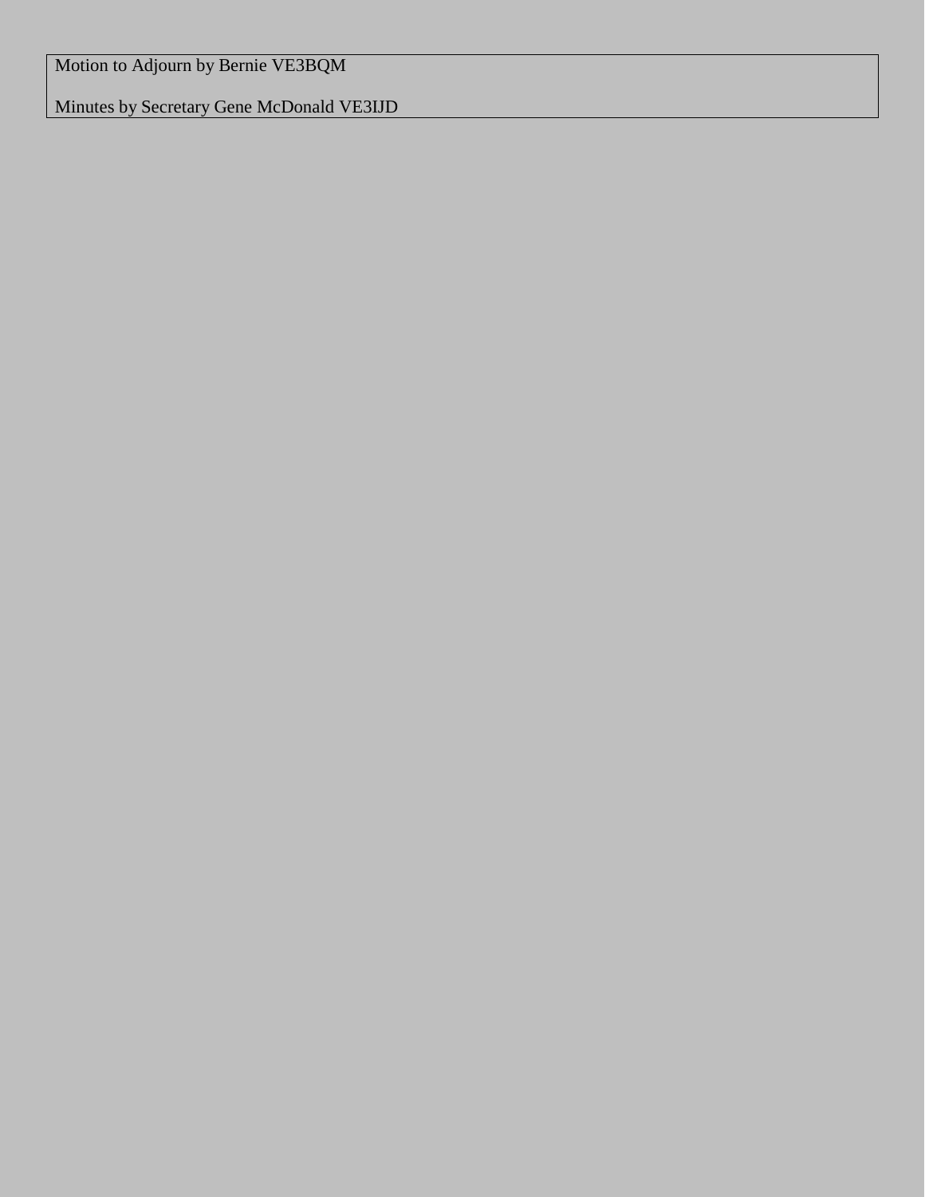Motion to Adjourn by Bernie VE3BQM

Minutes by Secretary Gene McDonald VE3IJD